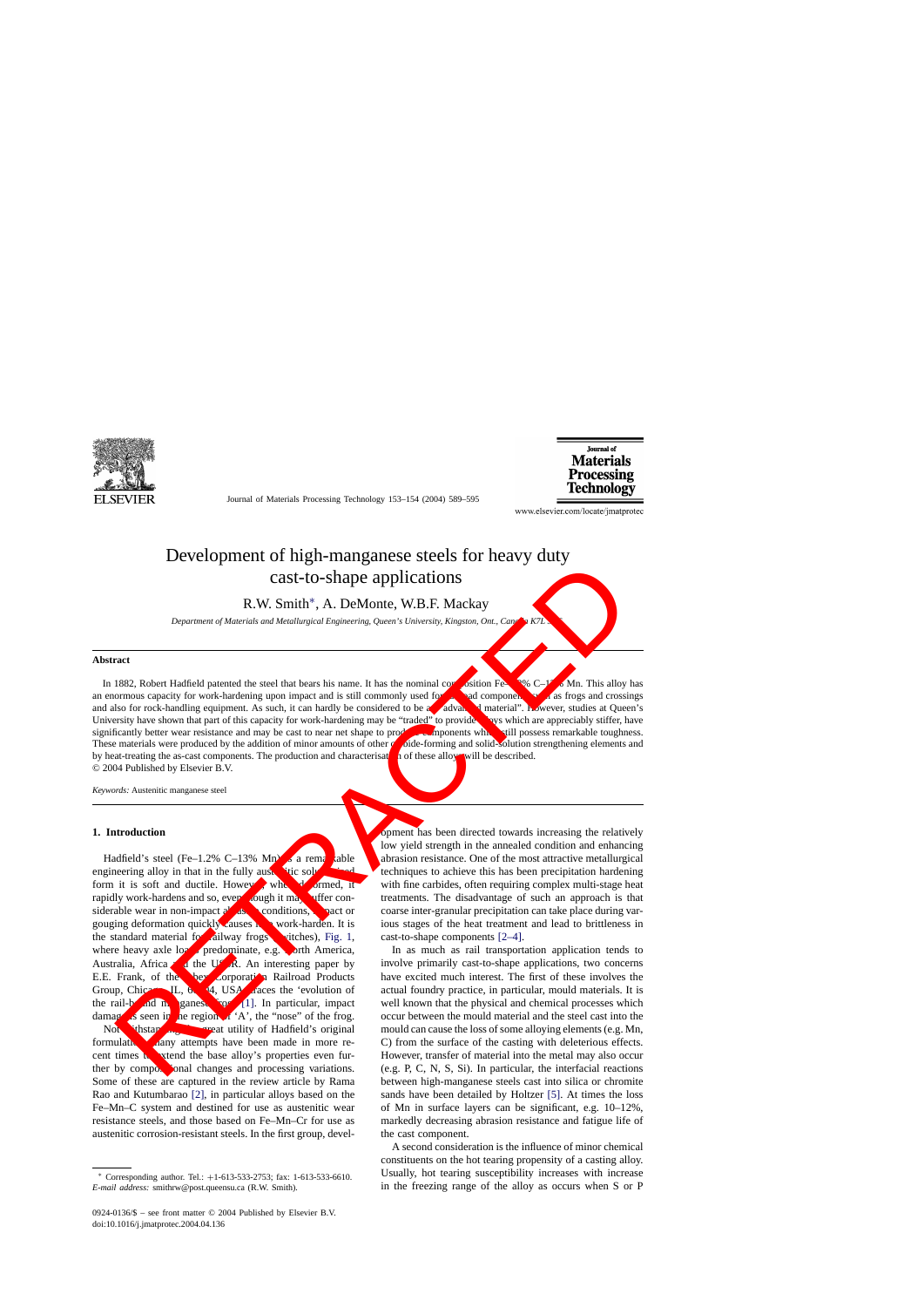# Development of high-manganese steels for heavy duty cast-to-shape applications

R.W. Smith*, A. DeMonte, W.B.F. Mackay

*Department of Materials and Metallurgical Engineering, Queen's University, Kingston, Ont., Canada K7L 3N6*

## Abstract

In 1882, Robert Hadfield patented the steel that bears his name. It has the nominal composition Fe–1.2% C–13% Mn. This alloy has an enormous capacity for work-hardening upon impact and is still commonly used for railroad components such as frogs and crossings and also for rock-handling equipment. As such, it can hardly be considered to be an "advanced material". However, studies at Queen's University have shown that part of this capacity for work-hardening may be "traded" to provide alloys which are appreciably stiffer, have significantly better wear resistance and may be cast to near net shape to produce components which still possess remarkable toughness. These materials were produced by the addition of minor amounts of other carbide-forming and solid-solution strengthening elements and by heat-treating the as-cast components. The production and characterisation of these alloys will be described.

© 2004 Published by Elsevier B.V.

*Keywords:* Austenitic manganese steel

## 1. Introduction

Hadfield's steel (Fe–1.2% C–13% Mn) is a remarkable engineering alloy in that in the fully austenitic solution-treated form it is soft and ductile. However, when deformed, it rapidly work-hardens and so, even though it may suffer considerable wear in non-impact abrasive conditions, impact or gouging deformation quickly causes it to work-harden. It is the standard material for railway frogs (switches), Fig. 1, where heavy axle loads predominate, e.g. North America, Australia, Africa and the USSR. An interesting paper by E.E. Frank, of the Abex Corporation Railroad Products Group, Chicago, IL, 60604, USA traces the 'evolution of the rail-bound manganese frog' [1]. In particular, impact damage is seen in the region of 'A', the "nose" of the frog.

Notwithstanding the great utility of Hadfield's original formulation, many attempts have been made in more recent times to extend the base alloy's properties even further by compositional changes and processing variations. Some of these are captured in the review article by Rama Rao and Kutumbarao [2], in particular alloys based on the Fe–Mn–C system and destined for use as austenitic wear resistance steels, and those based on Fe–Mn–Cr for use as austenitic corrosion-resistant steels. In the first group, development has been directed towards increasing the relatively low yield strength in the annealed condition and enhancing abrasion resistance. One of the most attractive metallurgical techniques to achieve this has been precipitation hardening with fine carbides, often requiring complex multi-stage heat treatments. The disadvantage of such an approach is that coarse inter-granular precipitation can take place during various stages of the heat treatment and lead to brittleness in cast-to-shape components [2–4].

In as much as rail transportation application tends to involve primarily cast-to-shape applications, two concerns have excited much interest. The first of these involves the actual foundry practice, in particular, mould materials. It is well known that the physical and chemical processes which occur between the mould material and the steel cast into the mould can cause the loss of some alloying elements (e.g. Mn, C) from the surface of the casting with deleterious effects. However, transfer of material into the metal may also occur (e.g. P, C, N, S, Si). In particular, the interfacial reactions between high-manganese steels cast into silica or chromite sands have been detailed by Holtzer [5]. At times the loss of Mn in surface layers can be significant, e.g. 10–12%, markedly decreasing abrasion resistance and fatigue life of the cast component.

A second consideration is the influence of minor chemical constituents on the hot tearing propensity of a casting alloy. Usually, hot tearing susceptibility increases with increase in the freezing range of the alloy as occurs when S or P

---

* Corresponding author. Tel.: +1-613-533-2753; fax: 1-613-533-6610.
*E-mail address:* smithrw@post.queensu.ca (R.W. Smith).

0924-0136/$ – see front matter © 2004 Published by Elsevier B.V.
doi:10.1016/j.jmatprotec.2004.04.136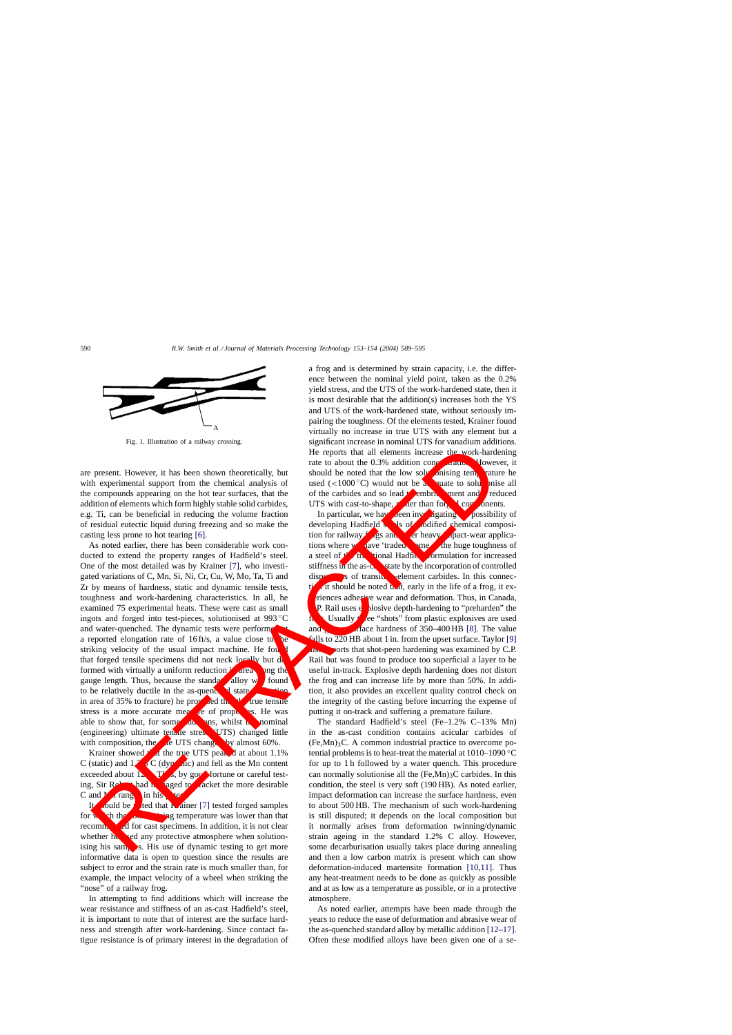Fig. 1. Illustration of a railway crossing.

are present. However, it has been shown theoretically, but with experimental support from the chemical analysis of the compounds appearing on the hot tear surfaces, that the addition of elements which form highly stable solid carbides, e.g. Ti, can be beneficial in reducing the volume fraction of residual eutectic liquid during freezing and so make the casting less prone to hot tearing [6].

As noted earlier, there has been considerable work conducted to extend the property ranges of Hadfield's steel. One of the most detailed was by Krainer [7], who investigated variations of C, Mn, Si, Ni, Cr, Cu, W, Mo, Ta, Ti and Zr by means of hardness, static and dynamic tensile tests, toughness and work-hardening characteristics. In all, he examined 75 experimental heats. These were cast as small ingots and forged into test-pieces, solutionised at 993 °C and water-quenched. The dynamic tests were performed at a reported elongation rate of 16 ft/s, a value close to the striking velocity of the usual impact machine. He found that forged tensile specimens did not neck locally but deformed with virtually a uniform reduction in area along the gauge length. Thus, because the standard alloy was found to be relatively ductile in the as-quenched state (reduction in area of 35% to fracture) he proposed that the true tensile stress is a more accurate measure of properties. He was able to show that, for some additions, whilst the nominal (engineering) ultimate tensile stress (UTS) changed little with composition, the true UTS changed by almost 60%.

Krainer showed that the true UTS peaked at about 1.1% C (static) and 1.2% C (dynamic) and fell as the Mn content exceeded about 12%. Thus, by good fortune or careful testing, Sir Robert had managed to bracket the more desirable C and Mn ranges in his patent.

It should be noted that Krainer [7] tested forged samples for which the solutionising temperature was lower than that recommended for cast specimens. In addition, it is not clear whether he used any protective atmosphere when solutionising his samples. His use of dynamic testing to get more informative data is open to question since the results are subject to error and the strain rate is much smaller than, for example, the impact velocity of a wheel when striking the "nose" of a railway frog.

In attempting to find additions which will increase the wear resistance and stiffness of an as-cast Hadfield's steel, it is important to note that of interest are the surface hardness and strength after work-hardening. Since contact fatigue resistance is of primary interest in the degradation of a frog and is determined by strain capacity, i.e. the difference between the nominal yield point, taken as the 0.2% yield stress, and the UTS of the work-hardened state, then it is most desirable that the addition(s) increases both the YS and UTS of the work-hardened state, without seriously impairing the toughness. Of the elements tested, Krainer found virtually no increase in true UTS with any element but a significant increase in nominal UTS for vanadium additions. He reports that all elements increase the work-hardening rate to about the 0.3% addition concentration. However, it should be noted that the low solutionising temperature he used (<1000 °C) would not be adequate to solutionise all of the carbides and so lead to embrittlement and a reduced UTS with cast-to-shape, rather than forged components.

In particular, we have been investigating the possibility of developing Hadfield steels of modified chemical composition for railway frogs and other heavy impact-wear applications where we have 'traded' some of the huge toughness of a steel of the traditional Hadfield formulation for increased stiffness in the as-cast state by the incorporation of controlled dispersions of transition element carbides. In this connection it should be noted that, early in the life of a frog, it experiences adhesive wear and deformation. Thus, in Canada, C.P. Rail uses explosive depth-hardening to "preharden" the frog. Usually three "shots" from plastic explosives are used and give a surface hardness of 350–400 HB [8]. The value falls to 220 HB about 1 in. from the upset surface. Taylor [9] also reports that shot-peen hardening was examined by C.P. Rail but was found to produce too superficial a layer to be useful in-track. Explosive depth hardening does not distort the frog and can increase life by more than 50%. In addition, it also provides an excellent quality control check on the integrity of the casting before incurring the expense of putting it on-track and suffering a premature failure.

The standard Hadfield's steel (Fe–1.2% C–13% Mn) in the as-cast condition contains acicular carbides of $(Fe,Mn)_3C$. A common industrial practice to overcome potential problems is to heat-treat the material at 1010–1090 °C for up to 1 h followed by a water quench. This procedure can normally solutionise all the $(Fe,Mn)_3C$ carbides. In this condition, the steel is very soft (190 HB). As noted earlier, impact deformation can increase the surface hardness, even to about 500 HB. The mechanism of such work-hardening is still disputed; it depends on the local composition but it normally arises from deformation twinning/dynamic strain ageing in the standard 1.2% C alloy. However, some decarburisation usually takes place during annealing and then a low carbon matrix is present which can show deformation-induced martensite formation [10,11]. Thus any heat-treatment needs to be done as quickly as possible and at as low as a temperature as possible, or in a protective atmosphere.

As noted earlier, attempts have been made through the years to reduce the ease of deformation and abrasive wear of the as-quenched standard alloy by metallic addition [12–17]. Often these modified alloys have been given one of a se-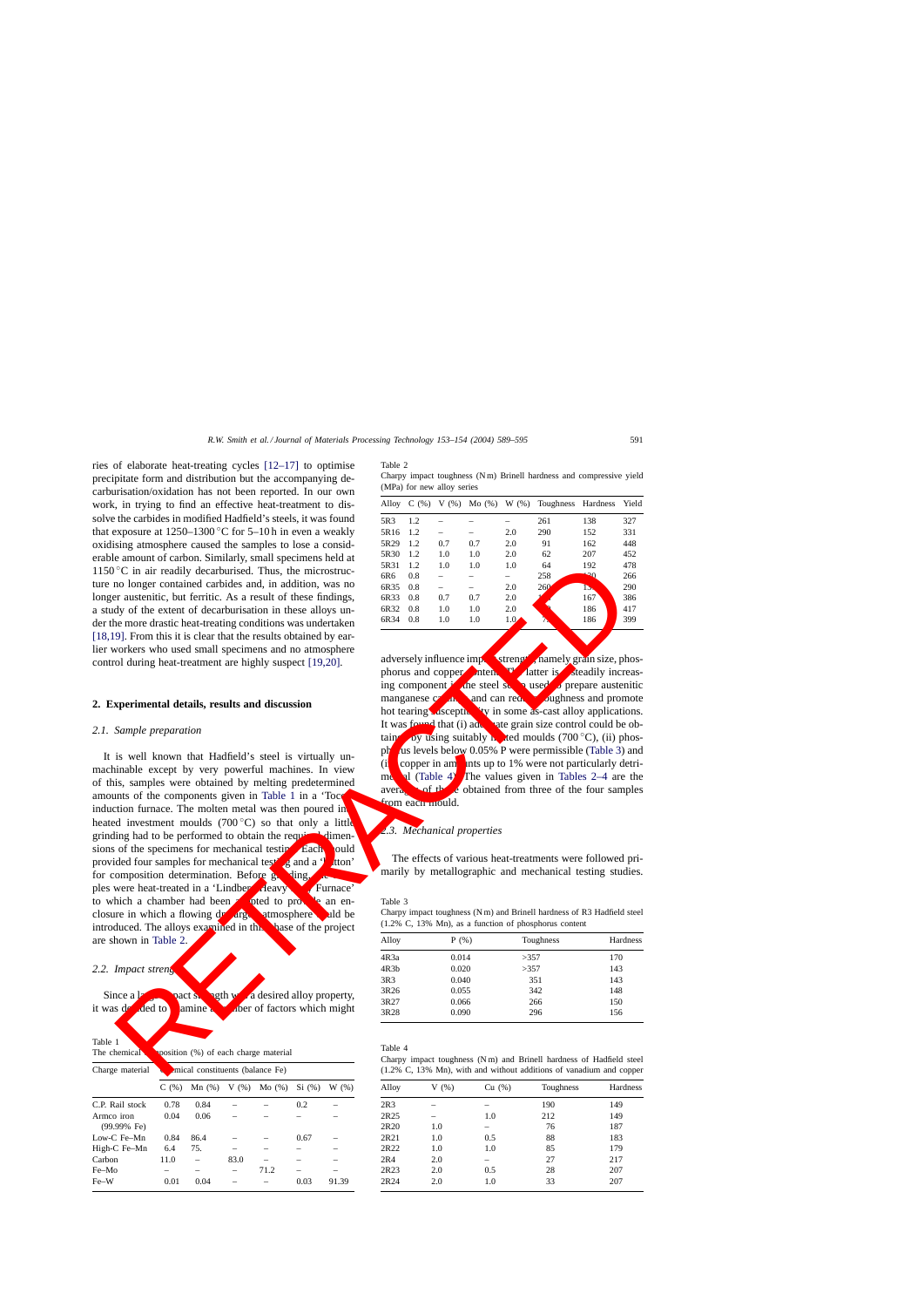ries of elaborate heat-treating cycles [12–17] to optimise precipitate form and distribution but the accompanying decarburisation/oxidation has not been reported. In our own work, in trying to find an effective heat-treatment to dissolve the carbides in modified Hadfield's steels, it was found that exposure at 1250–1300 °C for 5–10 h in even a weakly oxidising atmosphere caused the samples to lose a considerable amount of carbon. Similarly, small specimens held at 1150 °C in air readily decarburised. Thus, the microstructure no longer contained carbides and, in addition, was no longer austenitic, but ferritic. As a result of these findings, a study of the extent of decarburisation in these alloys under the more drastic heat-treating conditions was undertaken [18,19]. From this it is clear that the results obtained by earlier workers who used small specimens and no atmosphere control during heat-treatment are highly suspect [19,20].

## 2. Experimental details, results and discussion

### 2.1. Sample preparation

It is well known that Hadfield's steel is virtually unmachinable except by very powerful machines. In view of this, samples were obtained by melting predetermined amounts of the components given in Table 1 in a 'Tocco' induction furnace. The molten metal was then poured into heated investment moulds (700 °C) so that only a little grinding had to be performed to obtain the required dimensions of the specimens for mechanical testing. Each mould provided four samples for mechanical testing and a 'button' for composition determination. Before grinding, the samples were heat-treated in a 'Lindberg Heavy Duty Furnace' to which a chamber had been adapted to provide an enclosure in which a flowing dry argon atmosphere could be introduced. The alloys examined in this phase of the project are shown in Table 2.

### 2.2. Impact strength

Since a large impact strength was a desired alloy property, it was decided to examine a number of factors which might adversely influence impact strength, namely grain size, phosphorus and copper content. The latter is a steadily increasing component in the steel scrap used to prepare austenitic manganese castings and can reduce toughness and promote hot tearing susceptibility in some as-cast alloy applications. It was found that (i) adequate grain size control could be obtained by using suitably heated moulds (700 °C), (ii) phosphorus levels below 0.05% P were permissible (Table 3) and (iii) copper in amounts up to 1% were not particularly detrimental (Table 4). The values given in Tables 2–4 are the averages of those obtained from three of the four samples from each mould.

Table 1
The chemical composition (%) of each charge material

| Charge material | Chemical constituents (balance Fe) | | | | | |
|---|---|---|---|---|---|---|
| | C (%) | Mn (%) | V (%) | Mo (%) | Si (%) | W (%) |
| C.P. Rail stock | 0.78 | 0.84 | – | – | 0.2 | – |
| Armco iron (99.99% Fe) | 0.04 | 0.06 | – | – | – | – |
| Low-C Fe–Mn | 0.84 | 86.4 | – | – | 0.67 | – |
| High-C Fe–Mn | 6.4 | 75. | – | – | – | – |
| Carbon | 11.0 | – | 83.0 | – | – | – |
| Fe–Mo | – | – | – | 71.2 | – | – |
| Fe–W | 0.01 | 0.04 | – | – | 0.03 | 91.39 |

Table 2
Charpy impact toughness (N m) Brinell hardness and compressive yield (MPa) for new alloy series

| Alloy | C (%) | V (%) | Mo (%) | W (%) | Toughness | Hardness | Yield |
|---|---|---|---|---|---|---|---|
| 5R3 | 1.2 | – | – | – | 261 | 138 | 327 |
| 5R16 | 1.2 | – | – | 2.0 | 290 | 152 | 331 |
| 5R29 | 1.2 | 0.7 | 0.7 | 2.0 | 91 | 162 | 448 |
| 5R30 | 1.2 | 1.0 | 1.0 | 2.0 | 62 | 207 | 452 |
| 5R31 | 1.2 | 1.0 | 1.0 | 1.0 | 64 | 192 | 478 |
| 6R6 | 0.8 | – | – | – | 258 | 130 | 266 |
| 6R35 | 0.8 | – | – | 2.0 | 260 | 13 | 290 |
| 6R33 | 0.8 | 0.7 | 0.7 | 2.0 | 1 | 167 | 386 |
| 6R32 | 0.8 | 1.0 | 1.0 | 2.0 | | 186 | 417 |
| 6R34 | 0.8 | 1.0 | 1.0 | 1.0 | 7 | 186 | 399 |

### 2.3. Mechanical properties

The effects of various heat-treatments were followed primarily by metallographic and mechanical testing studies.

Table 3
Charpy impact toughness (N m) and Brinell hardness of R3 Hadfield steel (1.2% C, 13% Mn), as a function of phosphorus content

| Alloy | P (%) | Toughness | Hardness |
|---|---|---|---|
| 4R3a | 0.014 | >357 | 170 |
| 4R3b | 0.020 | >357 | 143 |
| 3R3 | 0.040 | 351 | 143 |
| 3R26 | 0.055 | 342 | 148 |
| 3R27 | 0.066 | 266 | 150 |
| 3R28 | 0.090 | 296 | 156 |

Table 4
Charpy impact toughness (N m) and Brinell hardness of Hadfield steel (1.2% C, 13% Mn), with and without additions of vanadium and copper

| Alloy | V (%) | Cu (%) | Toughness | Hardness |
|---|---|---|---|---|
| 2R3 | – | – | 190 | 149 |
| 2R25 | – | 1.0 | 212 | 149 |
| 2R20 | 1.0 | – | 76 | 187 |
| 2R21 | 1.0 | 0.5 | 88 | 183 |
| 2R22 | 1.0 | 1.0 | 85 | 179 |
| 2R4 | 2.0 | – | 27 | 217 |
| 2R23 | 2.0 | 0.5 | 28 | 207 |
| 2R24 | 2.0 | 1.0 | 33 | 207 |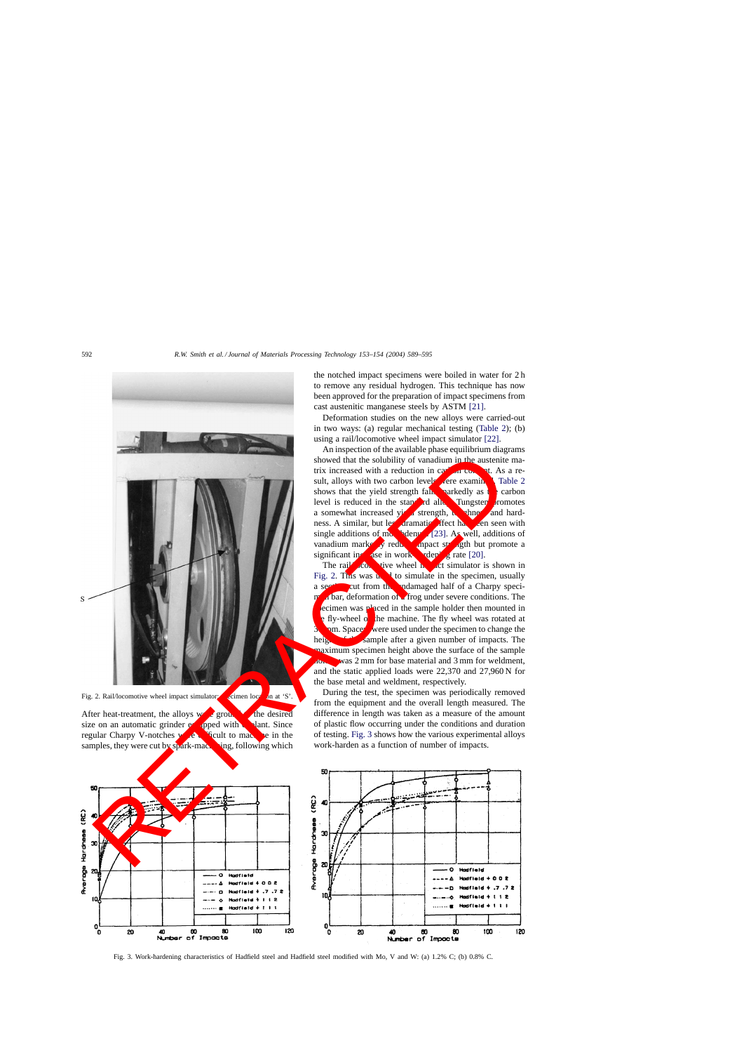Fig. 2. Rail/locomotive wheel impact simulator; specimen location at 'S'.

After heat-treatment, the alloys were ground to the desired size on an automatic grinder equipped with coolant. Since regular Charpy V-notches were difficult to machine in the samples, they were cut by spark-machining, following which the notched impact specimens were boiled in water for 2 h to remove any residual hydrogen. This technique has now been approved for the preparation of impact specimens from cast austenitic manganese steels by ASTM [21].

Deformation studies on the new alloys were carried-out in two ways: (a) regular mechanical testing (Table 2); (b) using a rail/locomotive wheel impact simulator [22].

An inspection of the available phase equilibrium diagrams showed that the solubility of vanadium in the austenite matrix increased with a reduction in carbon content. As a result, alloys with two carbon levels were examined. Table 2 shows that the yield strength falls markedly as the carbon level is reduced in the standard alloy. Tungsten promotes a somewhat increased yield strength, toughness and hardness. A similar, but less dramatic effect has been seen with single additions of molybdenum [23]. As well, additions of vanadium markedly reduce impact strength but promote a significant increase in work-hardening rate [20].

The rail/locomotive wheel impact simulator is shown in Fig. 2. This was used to simulate in the specimen, usually a section cut from the undamaged half of a Charpy specimen bar, deformation of a frog under severe conditions. The specimen was placed in the sample holder then mounted in the fly-wheel of the machine. The fly wheel was rotated at 30 rpm. Spacers were used under the specimen to change the height of the sample after a given number of impacts. The maximum specimen height above the surface of the sample holder was 2 mm for base material and 3 mm for weldment, and the static applied loads were 22,370 and 27,960 N for the base metal and weldment, respectively.

During the test, the specimen was periodically removed from the equipment and the overall length measured. The difference in length was taken as a measure of the amount of plastic flow occurring under the conditions and duration of testing. Fig. 3 shows how the various experimental alloys work-harden as a function of number of impacts.

Fig. 3. Work-hardening characteristics of Hadfield steel and Hadfield steel modified with Mo, V and W: (a) 1.2% C; (b) 0.8% C.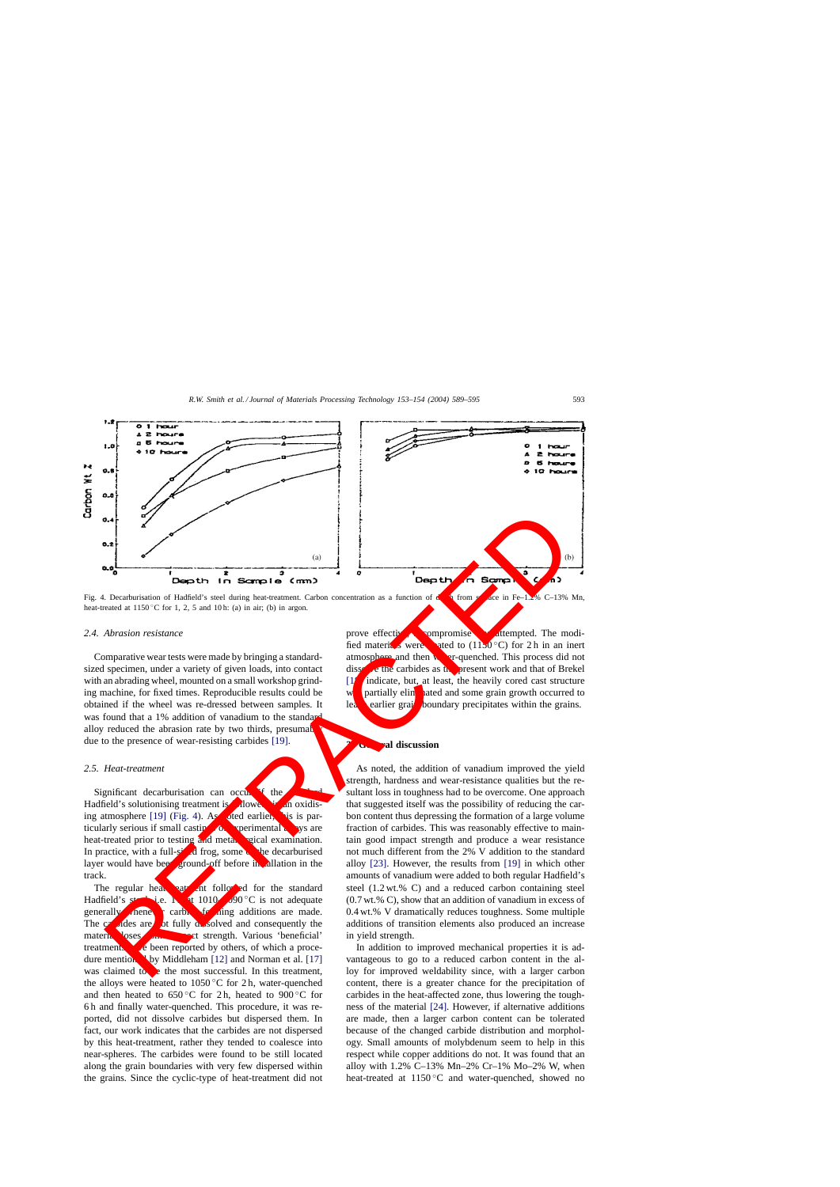Fig. 4. Decarburisation of Hadfield's steel during heat-treatment. Carbon concentration as a function of depth from surface in Fe–1.2% C–13% Mn, heat-treated at 1150 °C for 1, 2, 5 and 10 h: (a) in air; (b) in argon.

### 2.4. Abrasion resistance

Comparative wear tests were made by bringing a standard-sized specimen, under a variety of given loads, into contact with an abrading wheel, mounted on a small workshop grinding machine, for fixed times. Reproducible results could be obtained if the wheel was re-dressed between samples. It was found that a 1% addition of vanadium to the standard alloy reduced the abrasion rate by two thirds, presumably due to the presence of wear-resisting carbides [19].

### 2.5. Heat-treatment

Significant decarburisation can occur if the standard Hadfield's solutionising treatment is followed in an oxidising atmosphere [19] (Fig. 4). As noted earlier, this is particularly serious if small castings of experimental alloys are heat-treated prior to testing and metallurgical examination. In practice, with a full-sized frog, some of the decarburised layer would have been ground-off before installation in the track.

The regular heat-treatment followed for the standard Hadfield's steel, i.e. 1 h at 1010–1090 °C is not adequate generally when carbide-forming additions are made. The carbides are not fully dissolved and consequently the material loses impact strength. Various 'beneficial' treatments have been reported by others, of which a procedure mentioned by Middleham [12] and Norman et al. [17] was claimed to be the most successful. In this treatment, the alloys were heated to 1050 °C for 2 h, water-quenched and then heated to 650 °C for 2 h, heated to 900 °C for 6 h and finally water-quenched. This procedure, it was reported, did not dissolve carbides but dispersed them. In fact, our work indicates that the carbides are not dispersed by this heat-treatment, rather they tended to coalesce into near-spheres. The carbides were found to be still located along the grain boundaries with very few dispersed within the grains. Since the cyclic-type of heat-treatment did not prove effective, a compromise was attempted. The modified materials were heated to (1150 °C) for 2 h in an inert atmosphere and then water-quenched. This process did not dissolve the carbides as the present work and that of Brekel [1?] indicate, but, at least, the heavily cored cast structure was partially eliminated and some grain growth occurred to leave earlier grain boundary precipitates within the grains.

## 3. General discussion

As noted, the addition of vanadium improved the yield strength, hardness and wear-resistance qualities but the resultant loss in toughness had to be overcome. One approach that suggested itself was the possibility of reducing the carbon content thus depressing the formation of a large volume fraction of carbides. This was reasonably effective to maintain good impact strength and produce a wear resistance not much different from the 2% V addition to the standard alloy [23]. However, the results from [19] in which other amounts of vanadium were added to both regular Hadfield's steel (1.2 wt.% C) and a reduced carbon containing steel (0.7 wt.% C), show that an addition of vanadium in excess of 0.4 wt.% V dramatically reduces toughness. Some multiple additions of transition elements also produced an increase in yield strength.

In addition to improved mechanical properties it is advantageous to go to a reduced carbon content in the alloy for improved weldability since, with a larger carbon content, there is a greater chance for the precipitation of carbides in the heat-affected zone, thus lowering the toughness of the material [24]. However, if alternative additions are made, then a larger carbon content can be tolerated because of the changed carbide distribution and morphology. Small amounts of molybdenum seem to help in this respect while copper additions do not. It was found that an alloy with 1.2% C–13% Mn–2% Cr–1% Mo–2% W, when heat-treated at 1150 °C and water-quenched, showed no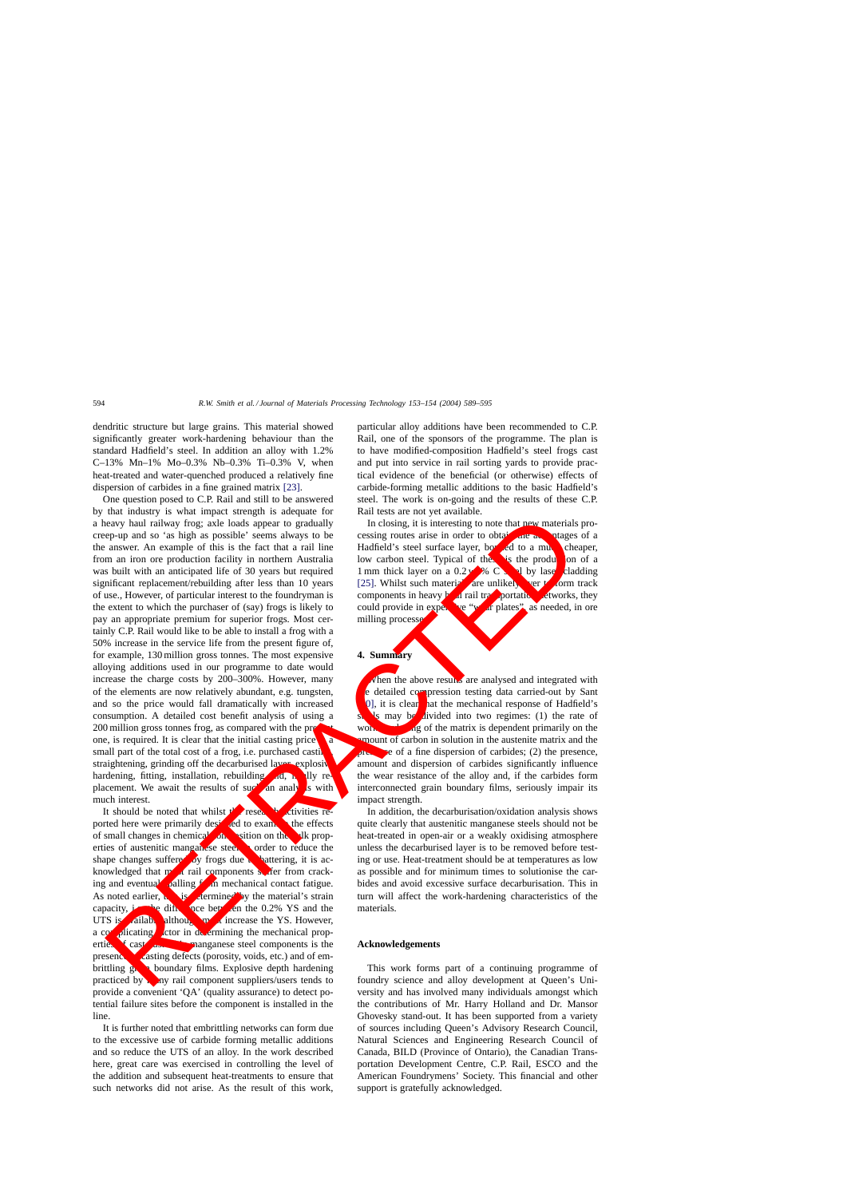dendritic structure but large grains. This material showed significantly greater work-hardening behaviour than the standard Hadfield's steel. In addition an alloy with 1.2% C–13% Mn–1% Mo–0.3% Nb–0.3% Ti–0.3% V, when heat-treated and water-quenched produced a relatively fine dispersion of carbides in a fine grained matrix [23].

One question posed to C.P. Rail and still to be answered by that industry is what impact strength is adequate for a heavy haul railway frog; axle loads appear to gradually creep-up and so 'as high as possible' seems always to be the answer. An example of this is the fact that a rail line from an iron ore production facility in northern Australia was built with an anticipated life of 30 years but required significant replacement/rebuilding after less than 10 years of use., However, of particular interest to the foundryman is the extent to which the purchaser of (say) frogs is likely to pay an appropriate premium for superior frogs. Most certainly C.P. Rail would like to be able to install a frog with a 50% increase in the service life from the present figure of, for example, 130 million gross tonnes. The most expensive alloying additions used in our programme to date would increase the charge costs by 200–300%. However, many of the elements are now relatively abundant, e.g. tungsten, and so the price would fall dramatically with increased consumption. A detailed cost benefit analysis of using a 200 million gross tonnes frog, as compared with the present one, is required. It is clear that the initial casting price is a small part of the total cost of a frog, i.e. purchased casting, straightening, grinding off the decarburised layer, explosive hardening, fitting, installation, rebuilding and, finally replacement. We await the results of such an analysis with much interest.

It should be noted that whilst the research activities reported here were primarily designed to examine the effects of small changes in chemical composition on the bulk properties of austenitic manganese steels in order to reduce the shape changes suffered by frogs due to battering, it is acknowledged that most rail components suffer from cracking and eventual spalling from mechanical contact fatigue. As noted earlier, this is determined by the material's strain capacity, i.e. the difference between the 0.2% YS and the UTS is available although most increase the YS. However, a complicating factor in determining the mechanical properties of cast austenitic manganese steel components is the presence of casting defects (porosity, voids, etc.) and of embrittling grain boundary films. Explosive depth hardening practiced by many rail component suppliers/users tends to provide a convenient 'QA' (quality assurance) to detect potential failure sites before the component is installed in the line.

It is further noted that embrittling networks can form due to the excessive use of carbide forming metallic additions and so reduce the UTS of an alloy. In the work described here, great care was exercised in controlling the level of the addition and subsequent heat-treatments to ensure that such networks did not arise. As the result of this work, particular alloy additions have been recommended to C.P. Rail, one of the sponsors of the programme. The plan is to have modified-composition Hadfield's steel frogs cast and put into service in rail sorting yards to provide practical evidence of the beneficial (or otherwise) effects of carbide-forming metallic additions to the basic Hadfield's steel. The work is on-going and the results of these C.P. Rail tests are not yet available.

In closing, it is interesting to note that new materials processing routes arise in order to obtain the advantages of a Hadfield's steel surface layer, bonded to a much cheaper, low carbon steel. Typical of these is the production of a 1 mm thick layer on a 0.2 wt.% C steel by laser cladding [25]. Whilst such materials are unlikely ever to form track components in heavy haul rail transportation networks, they could provide inexpensive "wear plates", as needed, in ore milling processes.

## 4. Summary

When the above results are analysed and integrated with the detailed compression testing data carried-out by Sant [10], it is clear that the mechanical response of Hadfield's steels may be divided into two regimes: (1) the rate of work hardening of the matrix is dependent primarily on the amount of carbon in solution in the austenite matrix and the presence of a fine dispersion of carbides; (2) the presence, amount and dispersion of carbides significantly influence the wear resistance of the alloy and, if the carbides form interconnected grain boundary films, seriously impair its impact strength.

In addition, the decarburisation/oxidation analysis shows quite clearly that austenitic manganese steels should not be heat-treated in open-air or a weakly oxidising atmosphere unless the decarburised layer is to be removed before testing or use. Heat-treatment should be at temperatures as low as possible and for minimum times to solutionise the carbides and avoid excessive surface decarburisation. This in turn will affect the work-hardening characteristics of the materials.

## Acknowledgements

This work forms part of a continuing programme of foundry science and alloy development at Queen's University and has involved many individuals amongst which the contributions of Mr. Harry Holland and Dr. Mansor Ghovesky stand-out. It has been supported from a variety of sources including Queen's Advisory Research Council, Natural Sciences and Engineering Research Council of Canada, BILD (Province of Ontario), the Canadian Transportation Development Centre, C.P. Rail, ESCO and the American Foundrymens' Society. This financial and other support is gratefully acknowledged.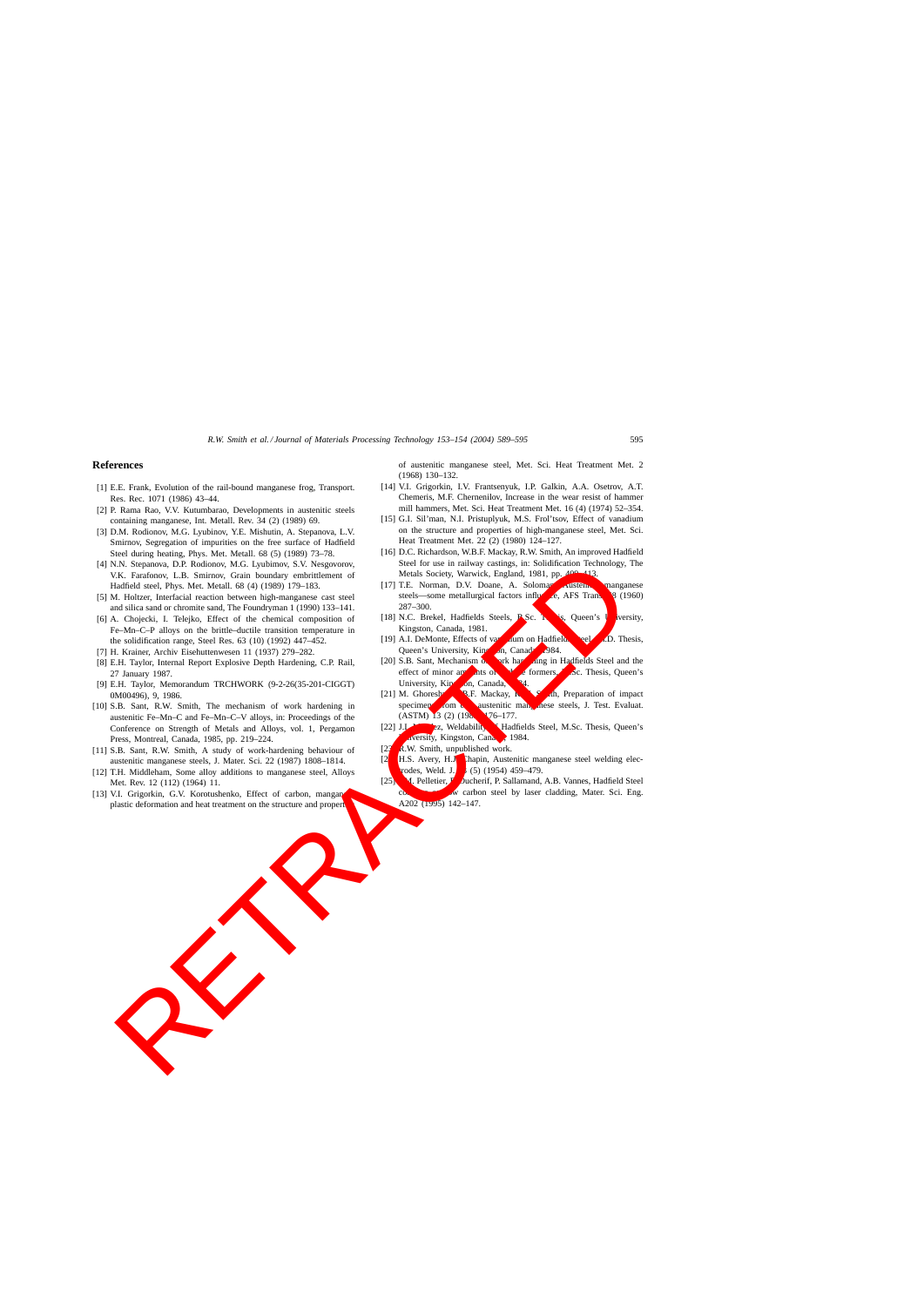## References

[1] E.E. Frank, Evolution of the rail-bound manganese frog, Transport. Res. Rec. 1071 (1986) 43–44.

[2] P. Rama Rao, V.V. Kutumbarao, Developments in austenitic steels containing manganese, Int. Metall. Rev. 34 (2) (1989) 69.

[3] D.M. Rodionov, M.G. Lyubinov, Y.E. Mishutin, A. Stepanova, L.V. Smirnov, Segregation of impurities on the free surface of Hadfield Steel during heating, Phys. Met. Metall. 68 (5) (1989) 73–78.

[4] N.N. Stepanova, D.P. Rodionov, M.G. Lyubimov, S.V. Nesgovorov, V.K. Farafonov, L.B. Smirnov, Grain boundary embrittlement of Hadfield steel, Phys. Met. Metall. 68 (4) (1989) 179–183.

[5] M. Holtzer, Interfacial reaction between high-manganese cast steel and silica sand or chromite sand, The Foundryman 1 (1990) 133–141.

[6] A. Chojecki, I. Telejko, Effect of the chemical composition of Fe–Mn–C–P alloys on the brittle–ductile transition temperature in the solidification range, Steel Res. 63 (10) (1992) 447–452.

[7] H. Krainer, Archiv Eisehuttenwesen 11 (1937) 279–282.

[8] E.H. Taylor, Internal Report Explosive Depth Hardening, C.P. Rail, 27 January 1987.

[9] E.H. Taylor, Memorandum TRCHWORK (9-2-26(35-201-CIGGT) 0M00496), 9, 1986.

[10] S.B. Sant, R.W. Smith, The mechanism of work hardening in austenitic Fe–Mn–C and Fe–Mn–C–V alloys, in: Proceedings of the Conference on Strength of Metals and Alloys, vol. 1, Pergamon Press, Montreal, Canada, 1985, pp. 219–224.

[11] S.B. Sant, R.W. Smith, A study of work-hardening behaviour of austenitic manganese steels, J. Mater. Sci. 22 (1987) 1808–1814.

[12] T.H. Middleham, Some alloy additions to manganese steel, Alloys Met. Rev. 12 (112) (1964) 11.

[13] V.I. Grigorkin, G.V. Korotushenko, Effect of carbon, manganese, plastic deformation and heat treatment on the structure and properties of austenitic manganese steel, Met. Sci. Heat Treatment Met. 2 (1968) 130–132.

[14] V.I. Grigorkin, I.V. Frantsenyuk, I.P. Galkin, A.A. Osetrov, A.T. Chemeris, M.F. Chernenilov, Increase in the wear resist of hammer mill hammers, Met. Sci. Heat Treatment Met. 16 (4) (1974) 52–354.

[15] G.I. Sil'man, N.I. Pristuplyuk, M.S. Frol'tsov, Effect of vanadium on the structure and properties of high-manganese steel, Met. Sci. Heat Treatment Met. 22 (2) (1980) 124–127.

[16] D.C. Richardson, W.B.F. Mackay, R.W. Smith, An improved Hadfield Steel for use in railway castings, in: Solidification Technology, The Metals Society, Warwick, England, 1981, pp. 409–413.

[17] T.E. Norman, D.V. Doane, A. Solomon, Austenitic manganese steels—some metallurgical factors influence, AFS Trans. 68 (1960) 287–300.

[18] N.C. Brekel, Hadfields Steels, B.Sc. Thesis, Queen's University, Kingston, Canada, 1981.

[19] A.I. DeMonte, Effects of vanadium on Hadfields Steel, Ph.D. Thesis, Queen's University, Kingston, Canada, 1984.

[20] S.B. Sant, Mechanism of work hardening in Hadfields Steel and the effect of minor amounts of carbide formers, M.Sc. Thesis, Queen's University, Kingston, Canada, 1984.

[21] M. Ghoreshy, W.B.F. Mackay, R.W. Smith, Preparation of impact specimens from cast austenitic manganese steels, J. Test. Evaluat. (ASTM) 13 (2) (1985) 176–177.

[22] J.L. Mendez, Weldability of Hadfields Steel, M.Sc. Thesis, Queen's University, Kingston, Canada, 1984.

[23] R.W. Smith, unpublished work.

[24] H.S. Avery, H.J. Chapin, Austenitic manganese steel welding electrodes, Weld. J. 33 (5) (1954) 459–479.

[25] J.M. Pelletier, F. Oucherif, P. Sallamand, A.B. Vannes, Hadfield Steel coating on low carbon steel by laser cladding, Mater. Sci. Eng. A202 (1995) 142–147.

RETRACTED